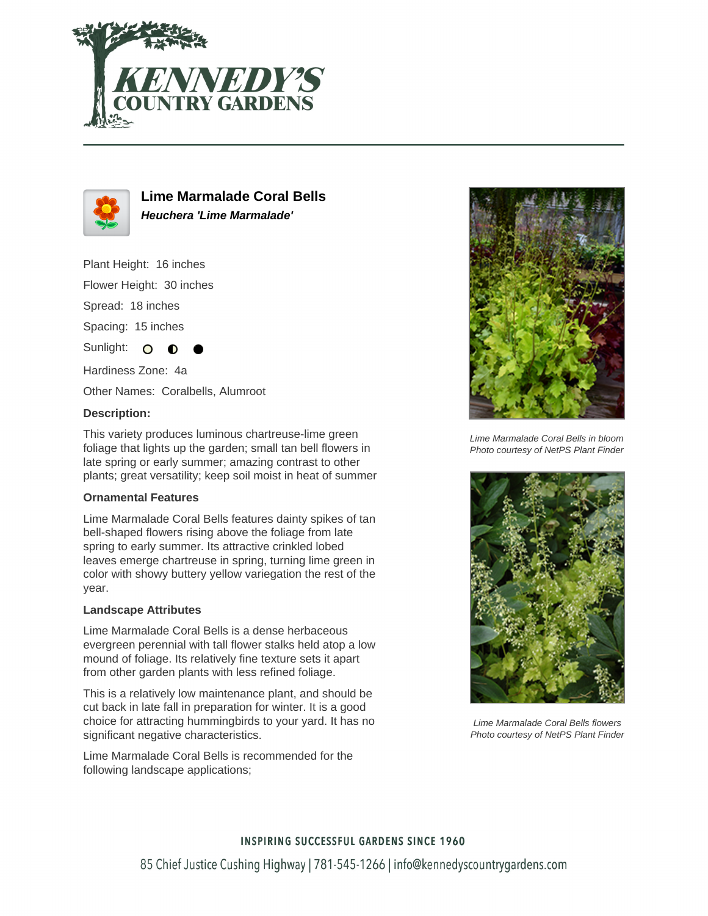# Lime Marmalade Coral Bells

***Heuchera 'Lime Marmalade'***

Plant Height: 16 inches

Flower Height: 30 inches

Spread: 18 inches

Spacing: 15 inches

Sunlight: ○ ◐ ●

Hardiness Zone: 4a

Other Names: Coralbells, Alumroot

**Description:**

This variety produces luminous chartreuse-lime green foliage that lights up the garden; small tan bell flowers in late spring or early summer; amazing contrast to other plants; great versatility; keep soil moist in heat of summer

### Ornamental Features

Lime Marmalade Coral Bells features dainty spikes of tan bell-shaped flowers rising above the foliage from late spring to early summer. Its attractive crinkled lobed leaves emerge chartreuse in spring, turning lime green in color with showy buttery yellow variegation the rest of the year.

### Landscape Attributes

Lime Marmalade Coral Bells is a dense herbaceous evergreen perennial with tall flower stalks held atop a low mound of foliage. Its relatively fine texture sets it apart from other garden plants with less refined foliage.

This is a relatively low maintenance plant, and should be cut back in late fall in preparation for winter. It is a good choice for attracting hummingbirds to your yard. It has no significant negative characteristics.

Lime Marmalade Coral Bells is recommended for the following landscape applications;

*Lime Marmalade Coral Bells in bloom*
*Photo courtesy of NetPS Plant Finder*

*Lime Marmalade Coral Bells flowers*
*Photo courtesy of NetPS Plant Finder*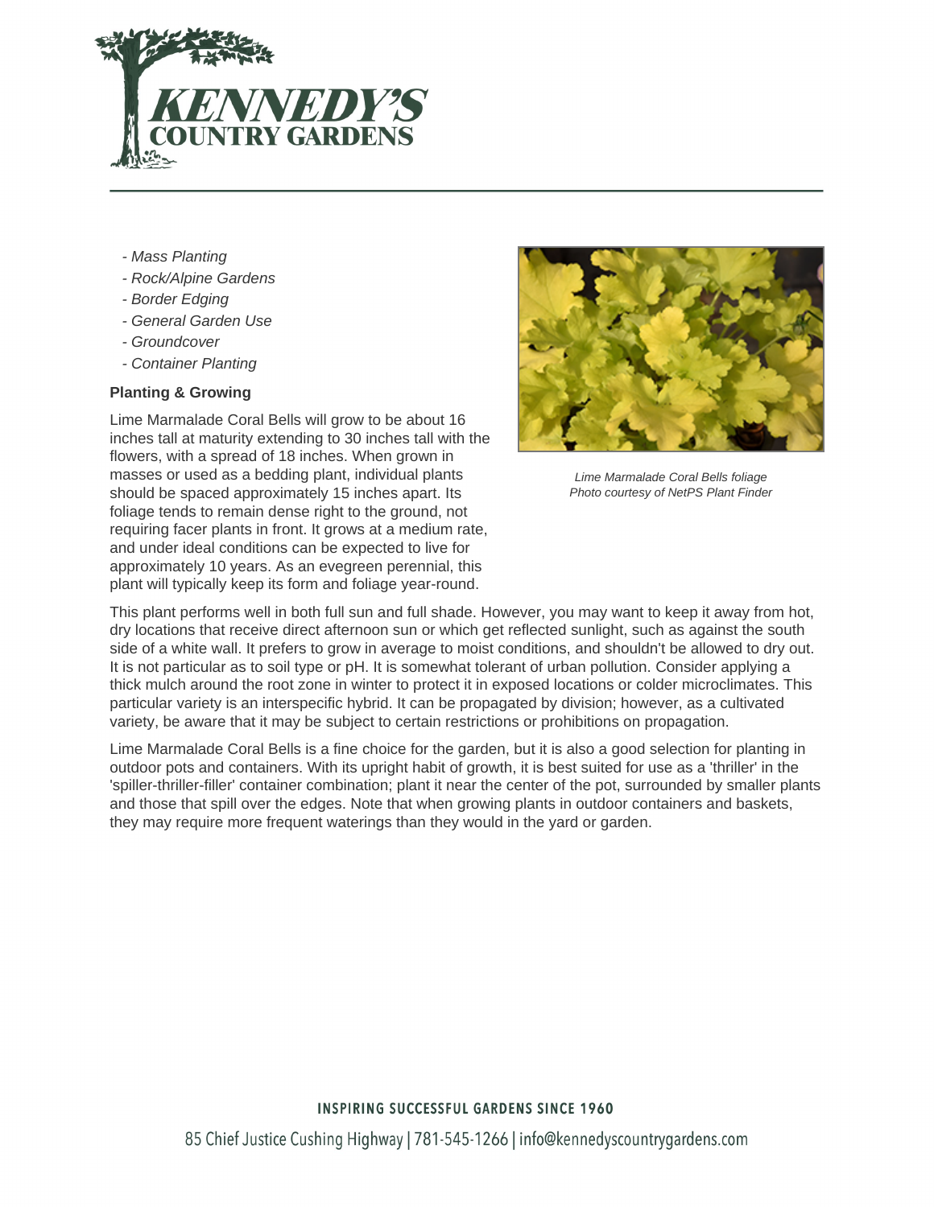- *Mass Planting*
- *Rock/Alpine Gardens*
- *Border Edging*
- *General Garden Use*
- *Groundcover*
- *Container Planting*

*Lime Marmalade Coral Bells foliage*
*Photo courtesy of NetPS Plant Finder*

**Planting & Growing**

Lime Marmalade Coral Bells will grow to be about 16 inches tall at maturity extending to 30 inches tall with the flowers, with a spread of 18 inches. When grown in masses or used as a bedding plant, individual plants should be spaced approximately 15 inches apart. Its foliage tends to remain dense right to the ground, not requiring facer plants in front. It grows at a medium rate, and under ideal conditions can be expected to live for approximately 10 years. As an evegreen perennial, this plant will typically keep its form and foliage year-round.

This plant performs well in both full sun and full shade. However, you may want to keep it away from hot, dry locations that receive direct afternoon sun or which get reflected sunlight, such as against the south side of a white wall. It prefers to grow in average to moist conditions, and shouldn't be allowed to dry out. It is not particular as to soil type or pH. It is somewhat tolerant of urban pollution. Consider applying a thick mulch around the root zone in winter to protect it in exposed locations or colder microclimates. This particular variety is an interspecific hybrid. It can be propagated by division; however, as a cultivated variety, be aware that it may be subject to certain restrictions or prohibitions on propagation.

Lime Marmalade Coral Bells is a fine choice for the garden, but it is also a good selection for planting in outdoor pots and containers. With its upright habit of growth, it is best suited for use as a 'thriller' in the 'spiller-thriller-filler' container combination; plant it near the center of the pot, surrounded by smaller plants and those that spill over the edges. Note that when growing plants in outdoor containers and baskets, they may require more frequent waterings than they would in the yard or garden.